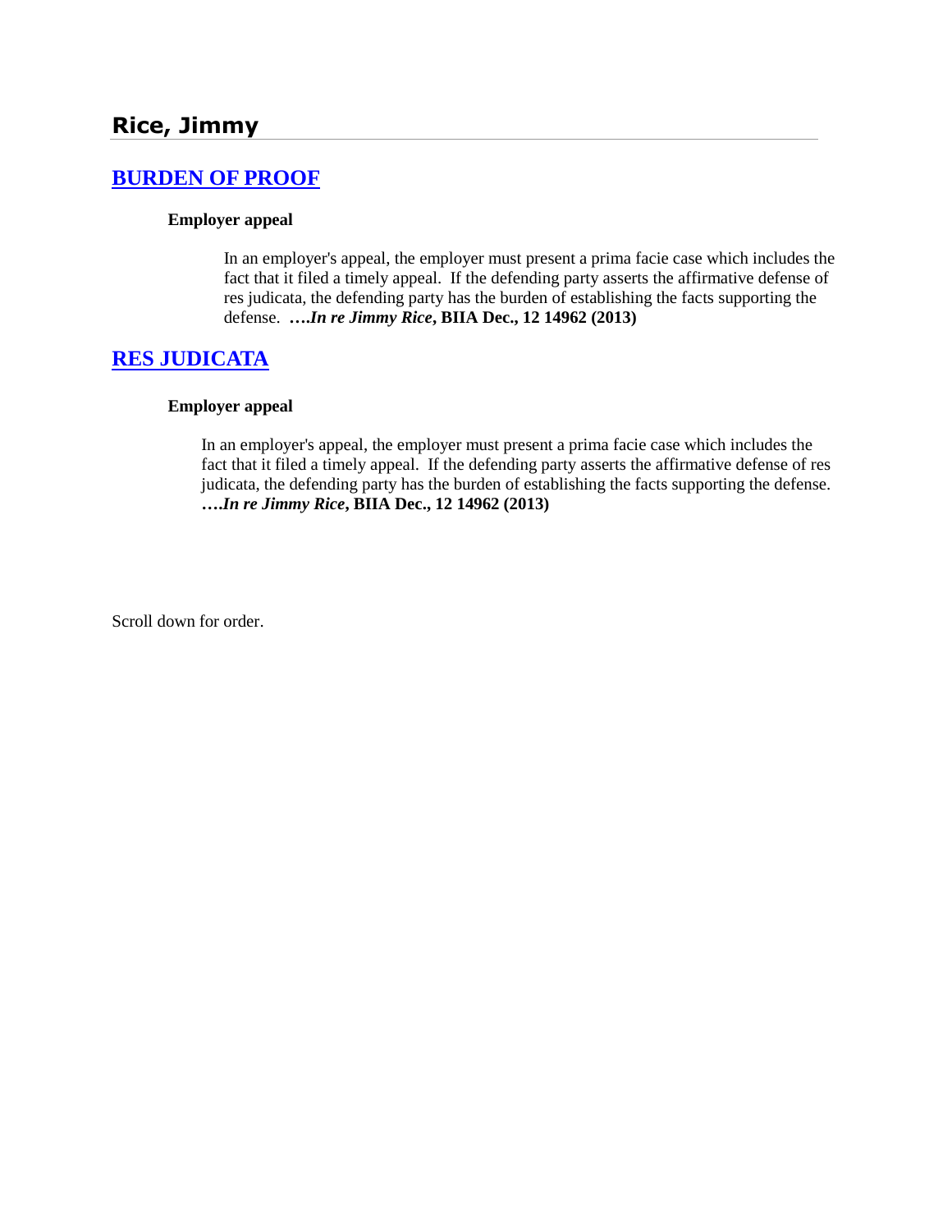## Rice, Jimmy

### [BURDEN OF PROOF]

**Employer appeal**

In an employer's appeal, the employer must present a prima facie case which includes the fact that it filed a timely appeal. If the defending party asserts the affirmative defense of res judicata, the defending party has the burden of establishing the facts supporting the defense. **….*In re Jimmy Rice*, BIIA Dec., 12 14962 (2013)**

### [RES JUDICATA]

**Employer appeal**

In an employer's appeal, the employer must present a prima facie case which includes the fact that it filed a timely appeal. If the defending party asserts the affirmative defense of res judicata, the defending party has the burden of establishing the facts supporting the defense. **….*In re Jimmy Rice*, BIIA Dec., 12 14962 (2013)**

Scroll down for order.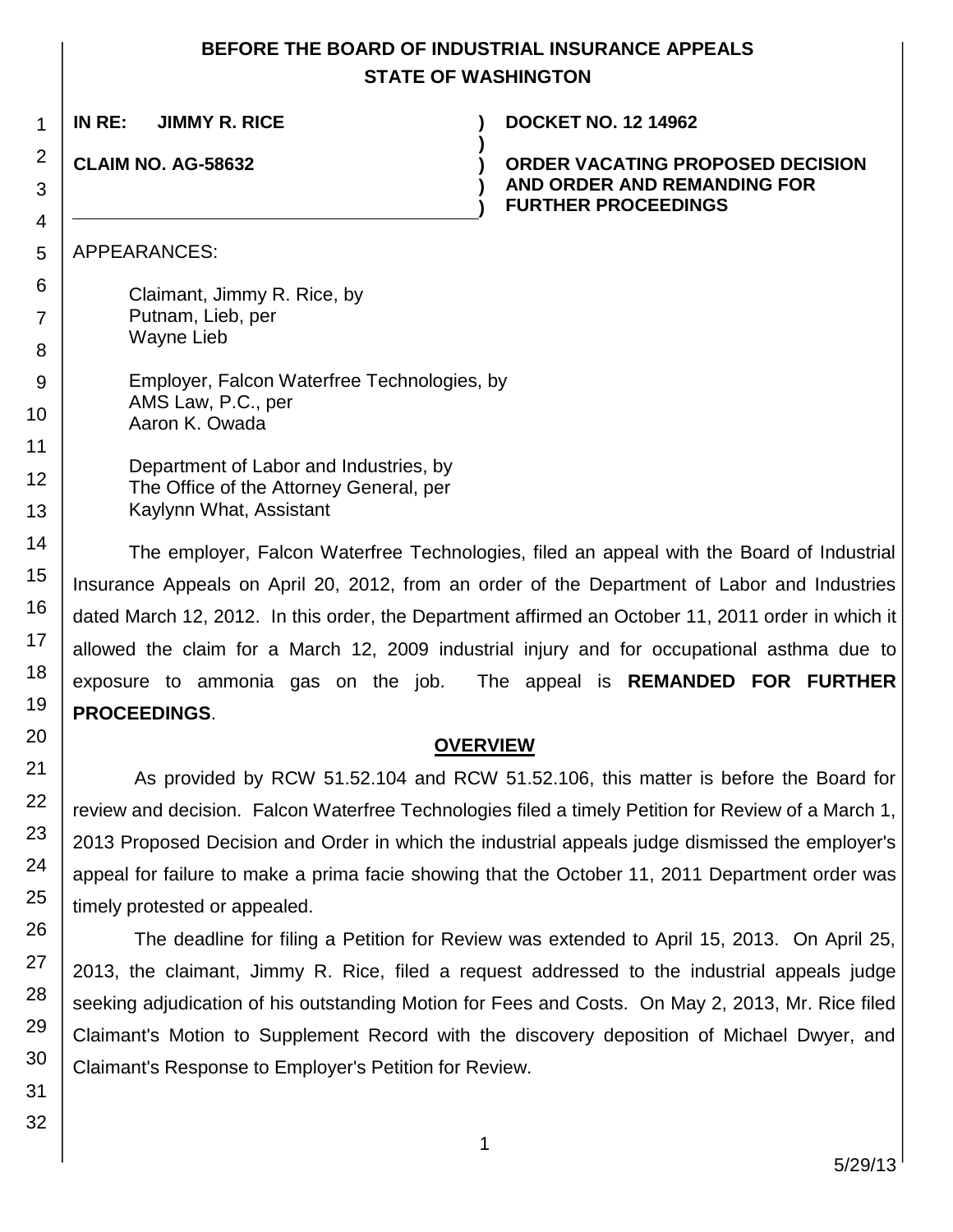**BEFORE THE BOARD OF INDUSTRIAL INSURANCE APPEALS**
**STATE OF WASHINGTON**

**IN RE: JIMMY R. RICE** ) **DOCKET NO. 12 14962**

**CLAIM NO. AG-58632** ) **ORDER VACATING PROPOSED DECISION AND ORDER AND REMANDING FOR FURTHER PROCEEDINGS**

APPEARANCES:

Claimant, Jimmy R. Rice, by
Putnam, Lieb, per
Wayne Lieb

Employer, Falcon Waterfree Technologies, by
AMS Law, P.C., per
Aaron K. Owada

Department of Labor and Industries, by
The Office of the Attorney General, per
Kaylynn What, Assistant

The employer, Falcon Waterfree Technologies, filed an appeal with the Board of Industrial Insurance Appeals on April 20, 2012, from an order of the Department of Labor and Industries dated March 12, 2012. In this order, the Department affirmed an October 11, 2011 order in which it allowed the claim for a March 12, 2009 industrial injury and for occupational asthma due to exposure to ammonia gas on the job. The appeal is **REMANDED FOR FURTHER PROCEEDINGS**.

## OVERVIEW

As provided by RCW 51.52.104 and RCW 51.52.106, this matter is before the Board for review and decision. Falcon Waterfree Technologies filed a timely Petition for Review of a March 1, 2013 Proposed Decision and Order in which the industrial appeals judge dismissed the employer's appeal for failure to make a prima facie showing that the October 11, 2011 Department order was timely protested or appealed.

The deadline for filing a Petition for Review was extended to April 15, 2013. On April 25, 2013, the claimant, Jimmy R. Rice, filed a request addressed to the industrial appeals judge seeking adjudication of his outstanding Motion for Fees and Costs. On May 2, 2013, Mr. Rice filed Claimant's Motion to Supplement Record with the discovery deposition of Michael Dwyer, and Claimant's Response to Employer's Petition for Review.

5/29/13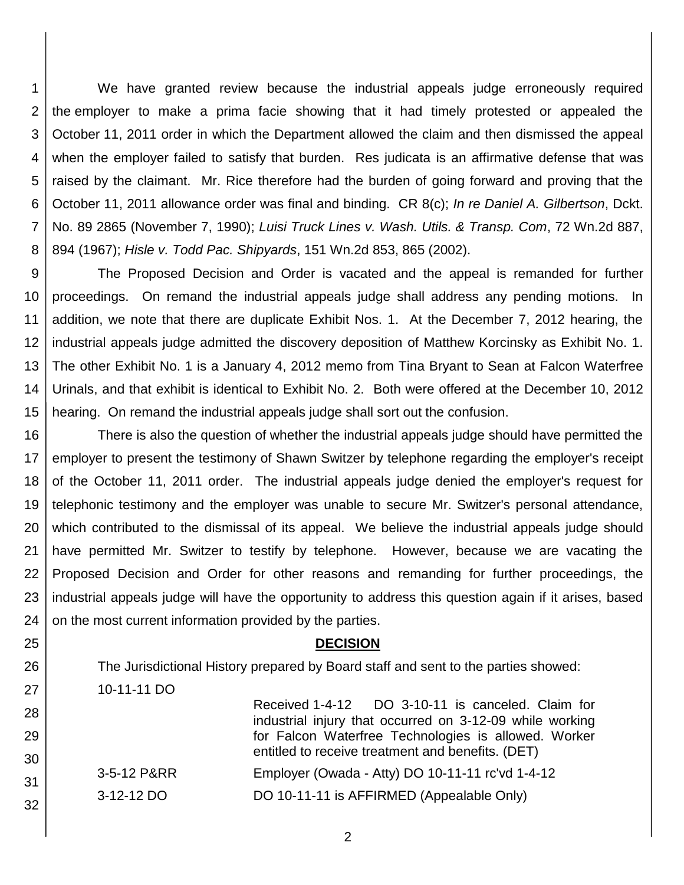We have granted review because the industrial appeals judge erroneously required the employer to make a prima facie showing that it had timely protested or appealed the October 11, 2011 order in which the Department allowed the claim and then dismissed the appeal when the employer failed to satisfy that burden. Res judicata is an affirmative defense that was raised by the claimant. Mr. Rice therefore had the burden of going forward and proving that the October 11, 2011 allowance order was final and binding. CR 8(c); *In re Daniel A. Gilbertson*, Dckt. No. 89 2865 (November 7, 1990); *Luisi Truck Lines v. Wash. Utils. & Transp. Com*, 72 Wn.2d 887, 894 (1967); *Hisle v. Todd Pac. Shipyards*, 151 Wn.2d 853, 865 (2002).

The Proposed Decision and Order is vacated and the appeal is remanded for further proceedings. On remand the industrial appeals judge shall address any pending motions. In addition, we note that there are duplicate Exhibit Nos. 1. At the December 7, 2012 hearing, the industrial appeals judge admitted the discovery deposition of Matthew Korcinsky as Exhibit No. 1. The other Exhibit No. 1 is a January 4, 2012 memo from Tina Bryant to Sean at Falcon Waterfree Urinals, and that exhibit is identical to Exhibit No. 2. Both were offered at the December 10, 2012 hearing. On remand the industrial appeals judge shall sort out the confusion.

There is also the question of whether the industrial appeals judge should have permitted the employer to present the testimony of Shawn Switzer by telephone regarding the employer's receipt of the October 11, 2011 order. The industrial appeals judge denied the employer's request for telephonic testimony and the employer was unable to secure Mr. Switzer's personal attendance, which contributed to the dismissal of its appeal. We believe the industrial appeals judge should have permitted Mr. Switzer to testify by telephone. However, because we are vacating the Proposed Decision and Order for other reasons and remanding for further proceedings, the industrial appeals judge will have the opportunity to address this question again if it arises, based on the most current information provided by the parties.

## DECISION

The Jurisdictional History prepared by Board staff and sent to the parties showed:

| | |
|---|---|
| 10-11-11 DO | Received 1-4-12 DO 3-10-11 is canceled. Claim for industrial injury that occurred on 3-12-09 while working for Falcon Waterfree Technologies is allowed. Worker entitled to receive treatment and benefits. (DET) |
| 3-5-12 P&RR | Employer (Owada - Atty) DO 10-11-11 rc'vd 1-4-12 |
| 3-12-12 DO | DO 10-11-11 is AFFIRMED (Appealable Only) |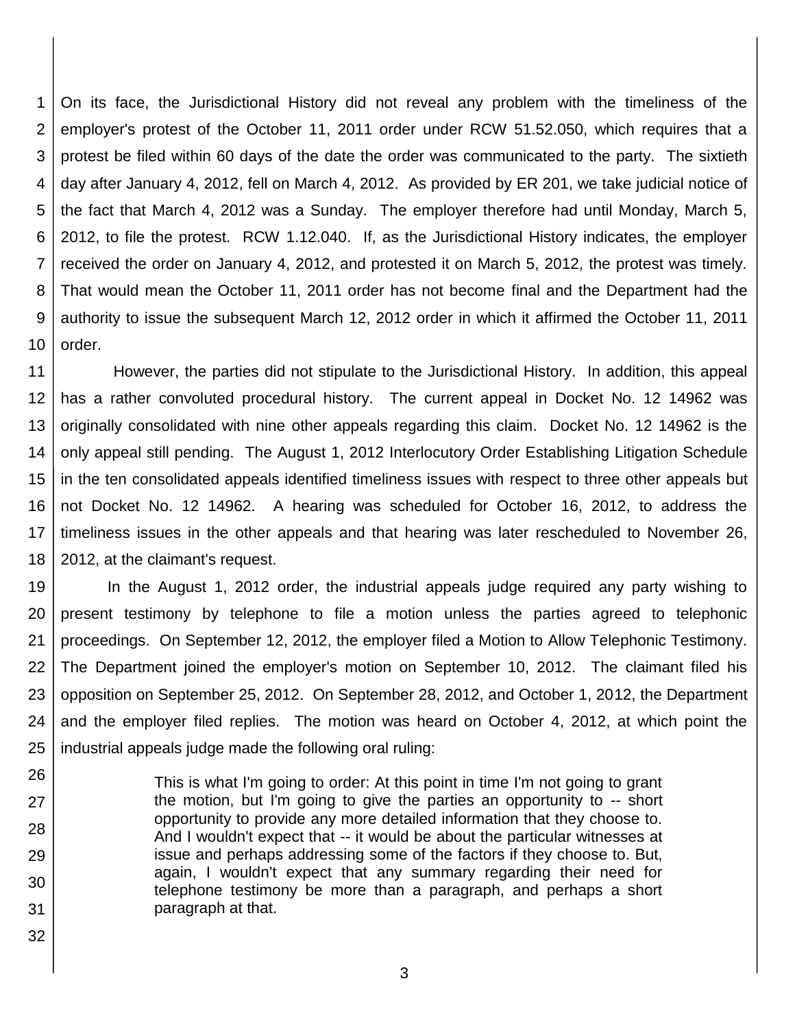On its face, the Jurisdictional History did not reveal any problem with the timeliness of the employer's protest of the October 11, 2011 order under RCW 51.52.050, which requires that a protest be filed within 60 days of the date the order was communicated to the party. The sixtieth day after January 4, 2012, fell on March 4, 2012. As provided by ER 201, we take judicial notice of the fact that March 4, 2012 was a Sunday. The employer therefore had until Monday, March 5, 2012, to file the protest. RCW 1.12.040. If, as the Jurisdictional History indicates, the employer received the order on January 4, 2012, and protested it on March 5, 2012, the protest was timely. That would mean the October 11, 2011 order has not become final and the Department had the authority to issue the subsequent March 12, 2012 order in which it affirmed the October 11, 2011 order.

However, the parties did not stipulate to the Jurisdictional History. In addition, this appeal has a rather convoluted procedural history. The current appeal in Docket No. 12 14962 was originally consolidated with nine other appeals regarding this claim. Docket No. 12 14962 is the only appeal still pending. The August 1, 2012 Interlocutory Order Establishing Litigation Schedule in the ten consolidated appeals identified timeliness issues with respect to three other appeals but not Docket No. 12 14962. A hearing was scheduled for October 16, 2012, to address the timeliness issues in the other appeals and that hearing was later rescheduled to November 26, 2012, at the claimant's request.

In the August 1, 2012 order, the industrial appeals judge required any party wishing to present testimony by telephone to file a motion unless the parties agreed to telephonic proceedings. On September 12, 2012, the employer filed a Motion to Allow Telephonic Testimony. The Department joined the employer's motion on September 10, 2012. The claimant filed his opposition on September 25, 2012. On September 28, 2012, and October 1, 2012, the Department and the employer filed replies. The motion was heard on October 4, 2012, at which point the industrial appeals judge made the following oral ruling:

> This is what I'm going to order: At this point in time I'm not going to grant the motion, but I'm going to give the parties an opportunity to -- short opportunity to provide any more detailed information that they choose to. And I wouldn't expect that -- it would be about the particular witnesses at issue and perhaps addressing some of the factors if they choose to. But, again, I wouldn't expect that any summary regarding their need for telephone testimony be more than a paragraph, and perhaps a short paragraph at that.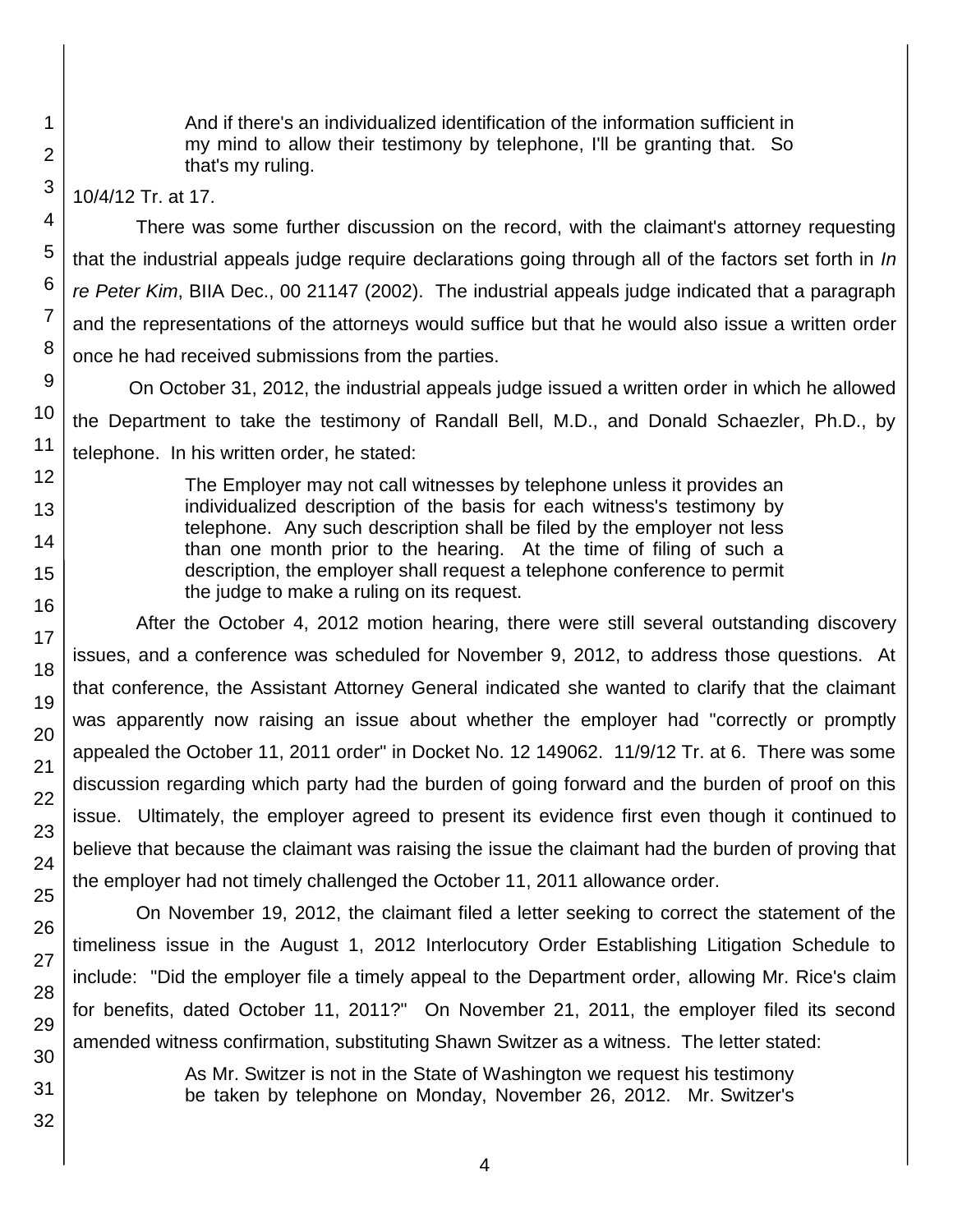> And if there's an individualized identification of the information sufficient in my mind to allow their testimony by telephone, I'll be granting that. So that's my ruling.

10/4/12 Tr. at 17.

There was some further discussion on the record, with the claimant's attorney requesting that the industrial appeals judge require declarations going through all of the factors set forth in *In re Peter Kim*, BIIA Dec., 00 21147 (2002). The industrial appeals judge indicated that a paragraph and the representations of the attorneys would suffice but that he would also issue a written order once he had received submissions from the parties.

On October 31, 2012, the industrial appeals judge issued a written order in which he allowed the Department to take the testimony of Randall Bell, M.D., and Donald Schaezler, Ph.D., by telephone. In his written order, he stated:

> The Employer may not call witnesses by telephone unless it provides an individualized description of the basis for each witness's testimony by telephone. Any such description shall be filed by the employer not less than one month prior to the hearing. At the time of filing of such a description, the employer shall request a telephone conference to permit the judge to make a ruling on its request.

After the October 4, 2012 motion hearing, there were still several outstanding discovery issues, and a conference was scheduled for November 9, 2012, to address those questions. At that conference, the Assistant Attorney General indicated she wanted to clarify that the claimant was apparently now raising an issue about whether the employer had "correctly or promptly appealed the October 11, 2011 order" in Docket No. 12 149062. 11/9/12 Tr. at 6. There was some discussion regarding which party had the burden of going forward and the burden of proof on this issue. Ultimately, the employer agreed to present its evidence first even though it continued to believe that because the claimant was raising the issue the claimant had the burden of proving that the employer had not timely challenged the October 11, 2011 allowance order.

On November 19, 2012, the claimant filed a letter seeking to correct the statement of the timeliness issue in the August 1, 2012 Interlocutory Order Establishing Litigation Schedule to include: "Did the employer file a timely appeal to the Department order, allowing Mr. Rice's claim for benefits, dated October 11, 2011?" On November 21, 2011, the employer filed its second amended witness confirmation, substituting Shawn Switzer as a witness. The letter stated:

> As Mr. Switzer is not in the State of Washington we request his testimony be taken by telephone on Monday, November 26, 2012. Mr. Switzer's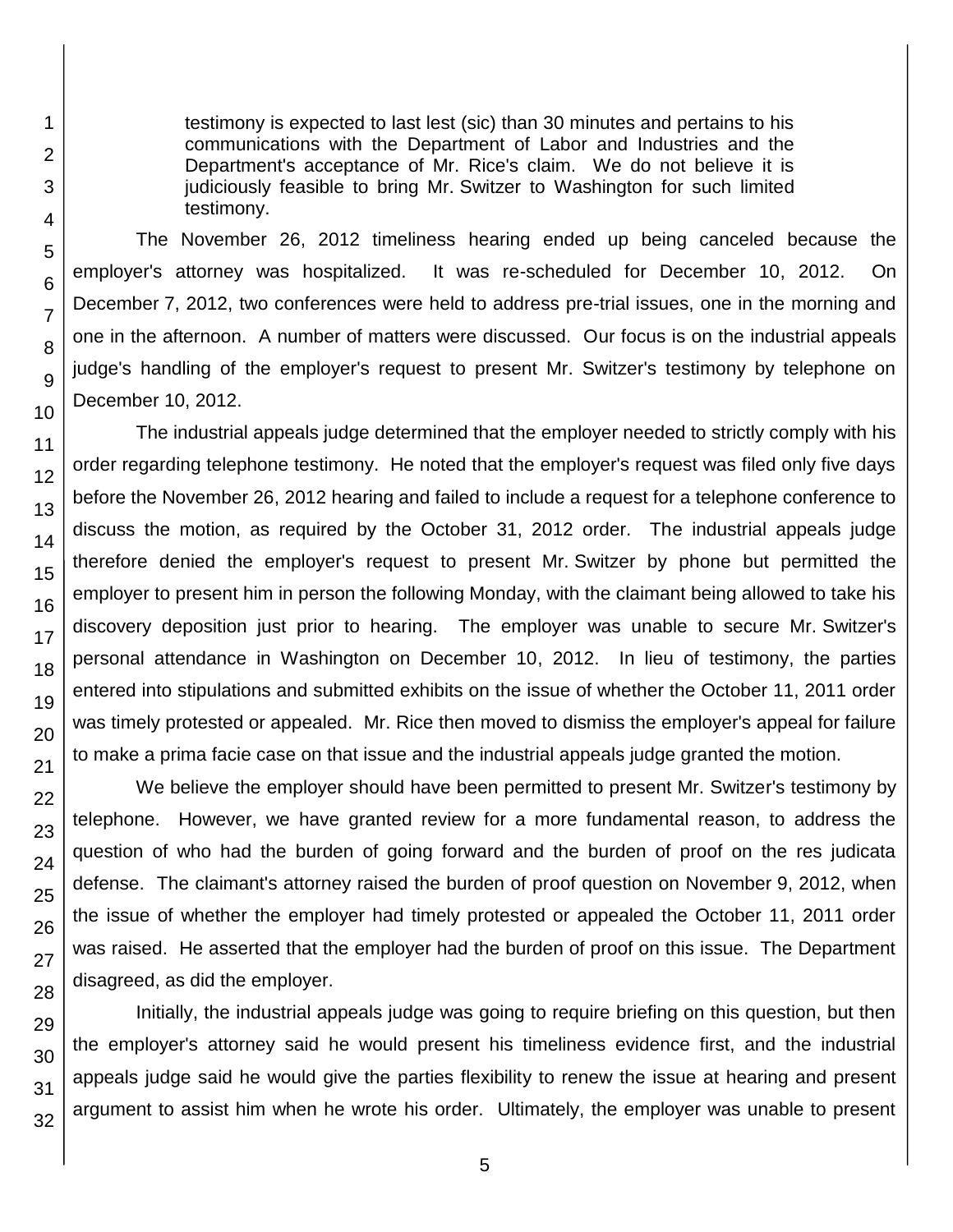> testimony is expected to last lest (sic) than 30 minutes and pertains to his communications with the Department of Labor and Industries and the Department's acceptance of Mr. Rice's claim. We do not believe it is judiciously feasible to bring Mr. Switzer to Washington for such limited testimony.

The November 26, 2012 timeliness hearing ended up being canceled because the employer's attorney was hospitalized. It was re-scheduled for December 10, 2012. On December 7, 2012, two conferences were held to address pre-trial issues, one in the morning and one in the afternoon. A number of matters were discussed. Our focus is on the industrial appeals judge's handling of the employer's request to present Mr. Switzer's testimony by telephone on December 10, 2012.

The industrial appeals judge determined that the employer needed to strictly comply with his order regarding telephone testimony. He noted that the employer's request was filed only five days before the November 26, 2012 hearing and failed to include a request for a telephone conference to discuss the motion, as required by the October 31, 2012 order. The industrial appeals judge therefore denied the employer's request to present Mr. Switzer by phone but permitted the employer to present him in person the following Monday, with the claimant being allowed to take his discovery deposition just prior to hearing. The employer was unable to secure Mr. Switzer's personal attendance in Washington on December 10, 2012. In lieu of testimony, the parties entered into stipulations and submitted exhibits on the issue of whether the October 11, 2011 order was timely protested or appealed. Mr. Rice then moved to dismiss the employer's appeal for failure to make a prima facie case on that issue and the industrial appeals judge granted the motion.

We believe the employer should have been permitted to present Mr. Switzer's testimony by telephone. However, we have granted review for a more fundamental reason, to address the question of who had the burden of going forward and the burden of proof on the res judicata defense. The claimant's attorney raised the burden of proof question on November 9, 2012, when the issue of whether the employer had timely protested or appealed the October 11, 2011 order was raised. He asserted that the employer had the burden of proof on this issue. The Department disagreed, as did the employer.

Initially, the industrial appeals judge was going to require briefing on this question, but then the employer's attorney said he would present his timeliness evidence first, and the industrial appeals judge said he would give the parties flexibility to renew the issue at hearing and present argument to assist him when he wrote his order. Ultimately, the employer was unable to present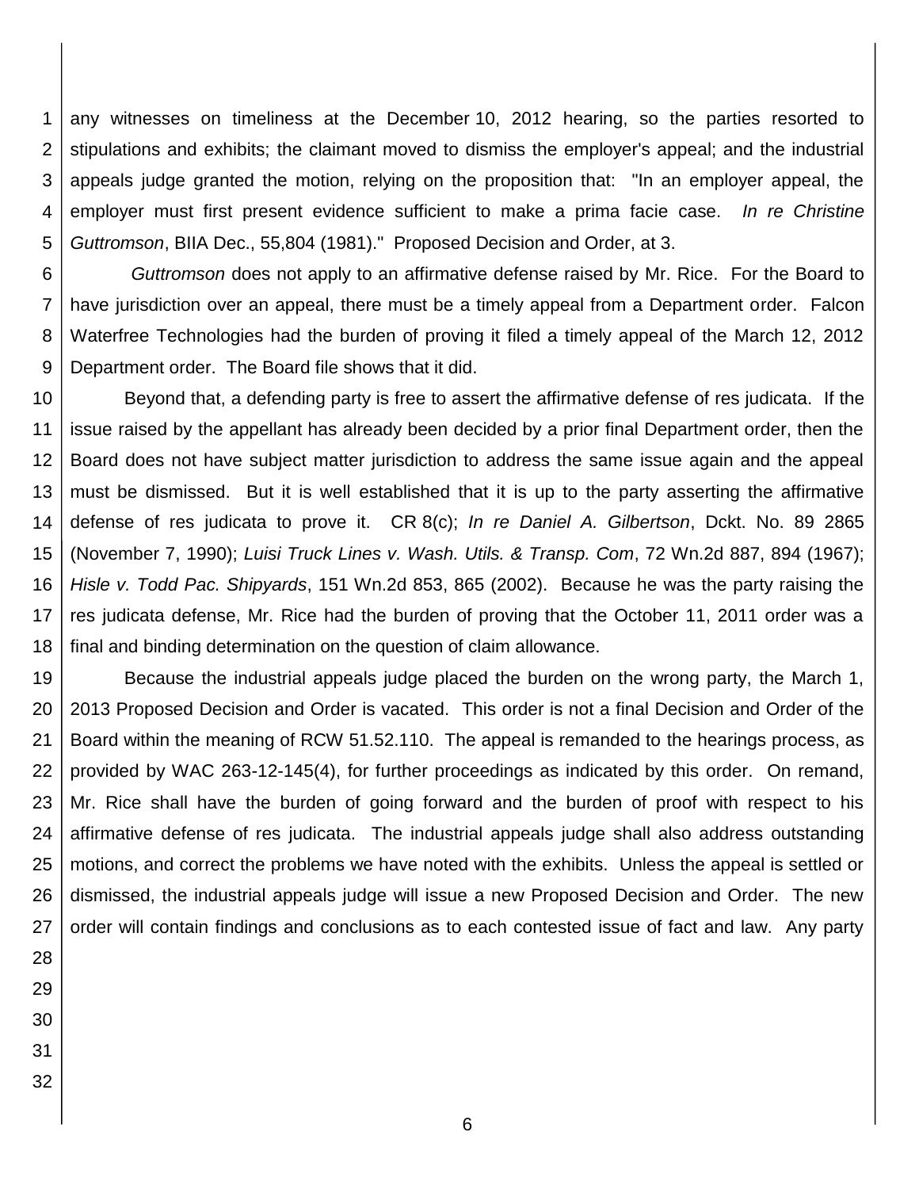any witnesses on timeliness at the December 10, 2012 hearing, so the parties resorted to stipulations and exhibits; the claimant moved to dismiss the employer's appeal; and the industrial appeals judge granted the motion, relying on the proposition that: "In an employer appeal, the employer must first present evidence sufficient to make a prima facie case. *In re Christine Guttromson*, BIIA Dec., 55,804 (1981)." Proposed Decision and Order, at 3.

*Guttromson* does not apply to an affirmative defense raised by Mr. Rice. For the Board to have jurisdiction over an appeal, there must be a timely appeal from a Department order. Falcon Waterfree Technologies had the burden of proving it filed a timely appeal of the March 12, 2012 Department order. The Board file shows that it did.

Beyond that, a defending party is free to assert the affirmative defense of res judicata. If the issue raised by the appellant has already been decided by a prior final Department order, then the Board does not have subject matter jurisdiction to address the same issue again and the appeal must be dismissed. But it is well established that it is up to the party asserting the affirmative defense of res judicata to prove it. CR 8(c); *In re Daniel A. Gilbertson*, Dckt. No. 89 2865 (November 7, 1990); *Luisi Truck Lines v. Wash. Utils. & Transp. Com*, 72 Wn.2d 887, 894 (1967); *Hisle v. Todd Pac. Shipyards*, 151 Wn.2d 853, 865 (2002). Because he was the party raising the res judicata defense, Mr. Rice had the burden of proving that the October 11, 2011 order was a final and binding determination on the question of claim allowance.

Because the industrial appeals judge placed the burden on the wrong party, the March 1, 2013 Proposed Decision and Order is vacated. This order is not a final Decision and Order of the Board within the meaning of RCW 51.52.110. The appeal is remanded to the hearings process, as provided by WAC 263-12-145(4), for further proceedings as indicated by this order. On remand, Mr. Rice shall have the burden of going forward and the burden of proof with respect to his affirmative defense of res judicata. The industrial appeals judge shall also address outstanding motions, and correct the problems we have noted with the exhibits. Unless the appeal is settled or dismissed, the industrial appeals judge will issue a new Proposed Decision and Order. The new order will contain findings and conclusions as to each contested issue of fact and law. Any party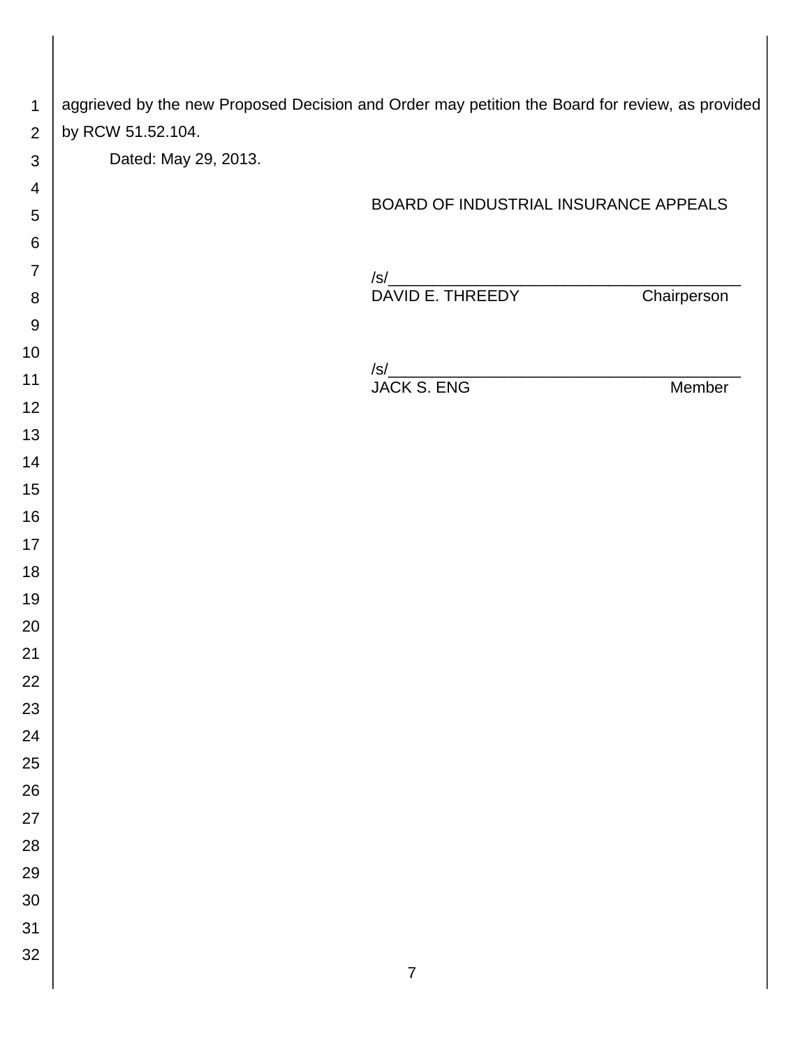aggrieved by the new Proposed Decision and Order may petition the Board for review, as provided by RCW 51.52.104.

Dated: May 29, 2013.

BOARD OF INDUSTRIAL INSURANCE APPEALS

/s/________________________________________
DAVID E. THREEDY Chairperson

/s/________________________________________
JACK S. ENG Member